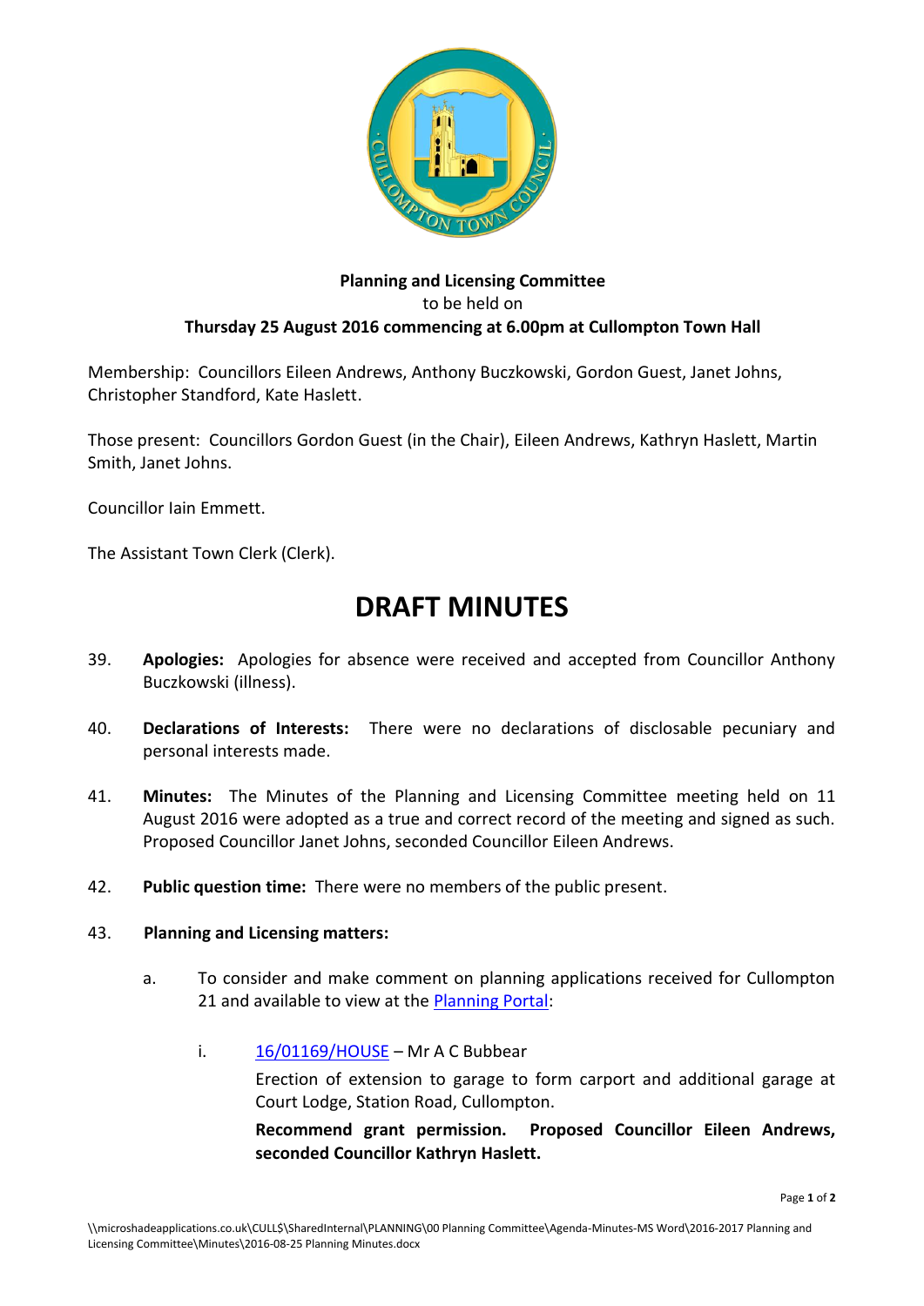**Planning and Licensing Committee**
to be held on
**Thursday 25 August 2016 commencing at 6.00pm at Cullompton Town Hall**

Membership: Councillors Eileen Andrews, Anthony Buczkowski, Gordon Guest, Janet Johns, Christopher Standford, Kate Haslett.

Those present: Councillors Gordon Guest (in the Chair), Eileen Andrews, Kathryn Haslett, Martin Smith, Janet Johns.

Councillor Iain Emmett.

The Assistant Town Clerk (Clerk).

# DRAFT MINUTES

39. **Apologies:** Apologies for absence were received and accepted from Councillor Anthony Buczkowski (illness).

40. **Declarations of Interests:** There were no declarations of disclosable pecuniary and personal interests made.

41. **Minutes:** The Minutes of the Planning and Licensing Committee meeting held on 11 August 2016 were adopted as a true and correct record of the meeting and signed as such. Proposed Councillor Janet Johns, seconded Councillor Eileen Andrews.

42. **Public question time:** There were no members of the public present.

43. **Planning and Licensing matters:**

    a. To consider and make comment on planning applications received for Cullompton 21 and available to view at the Planning Portal:

        i. 16/01169/HOUSE – Mr A C Bubbear

        Erection of extension to garage to form carport and additional garage at Court Lodge, Station Road, Cullompton.

        **Recommend grant permission. Proposed Councillor Eileen Andrews, seconded Councillor Kathryn Haslett.**

\\microshadeapplications.co.uk\CULL$\SharedInternal\PLANNING\00 Planning Committee\Agenda-Minutes-MS Word\2016-2017 Planning and Licensing Committee\Minutes\2016-08-25 Planning Minutes.docx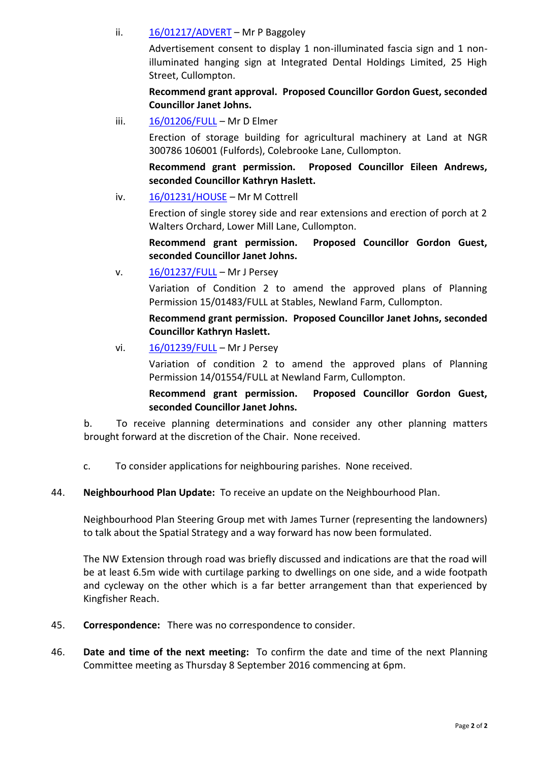ii. 16/01217/ADVERT – Mr P Baggoley

Advertisement consent to display 1 non-illuminated fascia sign and 1 non-illuminated hanging sign at Integrated Dental Holdings Limited, 25 High Street, Cullompton.

**Recommend grant approval. Proposed Councillor Gordon Guest, seconded Councillor Janet Johns.**

iii. 16/01206/FULL – Mr D Elmer

Erection of storage building for agricultural machinery at Land at NGR 300786 106001 (Fulfords), Colebrooke Lane, Cullompton.

**Recommend grant permission. Proposed Councillor Eileen Andrews, seconded Councillor Kathryn Haslett.**

iv. 16/01231/HOUSE – Mr M Cottrell

Erection of single storey side and rear extensions and erection of porch at 2 Walters Orchard, Lower Mill Lane, Cullompton.

**Recommend grant permission. Proposed Councillor Gordon Guest, seconded Councillor Janet Johns.**

v. 16/01237/FULL – Mr J Persey

Variation of Condition 2 to amend the approved plans of Planning Permission 15/01483/FULL at Stables, Newland Farm, Cullompton.

**Recommend grant permission. Proposed Councillor Janet Johns, seconded Councillor Kathryn Haslett.**

vi. 16/01239/FULL – Mr J Persey

Variation of condition 2 to amend the approved plans of Planning Permission 14/01554/FULL at Newland Farm, Cullompton.

**Recommend grant permission. Proposed Councillor Gordon Guest, seconded Councillor Janet Johns.**

b. To receive planning determinations and consider any other planning matters brought forward at the discretion of the Chair. None received.

c. To consider applications for neighbouring parishes. None received.

44. **Neighbourhood Plan Update:** To receive an update on the Neighbourhood Plan.

Neighbourhood Plan Steering Group met with James Turner (representing the landowners) to talk about the Spatial Strategy and a way forward has now been formulated.

The NW Extension through road was briefly discussed and indications are that the road will be at least 6.5m wide with curtilage parking to dwellings on one side, and a wide footpath and cycleway on the other which is a far better arrangement than that experienced by Kingfisher Reach.

45. **Correspondence:** There was no correspondence to consider.

46. **Date and time of the next meeting:** To confirm the date and time of the next Planning Committee meeting as Thursday 8 September 2016 commencing at 6pm.